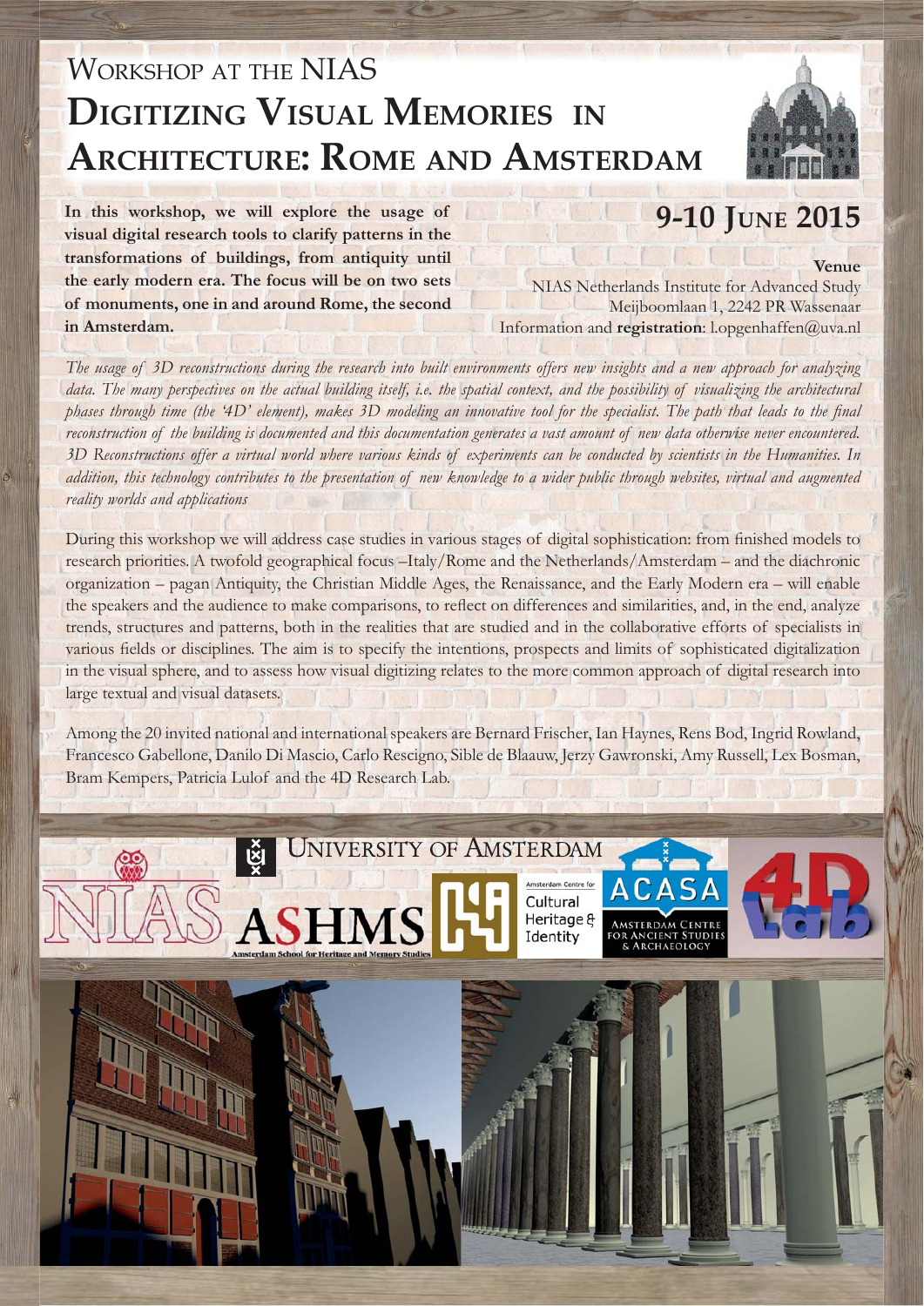## Workshop at the NIAS

# Digitizing Visual Memories in Architecture: Rome and Amsterdam

**In this workshop, we will explore the usage of visual digital research tools to clarify patterns in the transformations of buildings, from antiquity until the early modern era. The focus will be on two sets of monuments, one in and around Rome, the second in Amsterdam.**

## 9-10 June 2015

**Venue**
NIAS Netherlands Institute for Advanced Study
Meijboomlaan 1, 2242 PR Wassenaar
Information and **registration**: l.opgenhaffen@uva.nl

*The usage of 3D reconstructions during the research into built environments offers new insights and a new approach for analyzing data. The many perspectives on the actual building itself, i.e. the spatial context, and the possibility of visualizing the architectural phases through time (the '4D' element), makes 3D modeling an innovative tool for the specialist. The path that leads to the final reconstruction of the building is documented and this documentation generates a vast amount of new data otherwise never encountered. 3D Reconstructions offer a virtual world where various kinds of experiments can be conducted by scientists in the Humanities. In addition, this technology contributes to the presentation of new knowledge to a wider public through websites, virtual and augmented reality worlds and applications*

During this workshop we will address case studies in various stages of digital sophistication: from finished models to research priorities. A twofold geographical focus –Italy/Rome and the Netherlands/Amsterdam – and the diachronic organization – pagan Antiquity, the Christian Middle Ages, the Renaissance, and the Early Modern era – will enable the speakers and the audience to make comparisons, to reflect on differences and similarities, and, in the end, analyze trends, structures and patterns, both in the realities that are studied and in the collaborative efforts of specialists in various fields or disciplines. The aim is to specify the intentions, prospects and limits of sophisticated digitalization in the visual sphere, and to assess how visual digitizing relates to the more common approach of digital research into large textual and visual datasets.

Among the 20 invited national and international speakers are Bernard Frischer, Ian Haynes, Rens Bod, Ingrid Rowland, Francesco Gabellone, Danilo Di Mascio, Carlo Rescigno, Sible de Blaauw, Jerzy Gawronski, Amy Russell, Lex Bosman, Bram Kempers, Patricia Lulof and the 4D Research Lab.

NIAS | University of Amsterdam | ASHMS Amsterdam School for Heritage and Memory Studies | Amsterdam Centre for Cultural Heritage & Identity | ACASA Amsterdam Centre for Ancient Studies & Archaeology | 4D Lab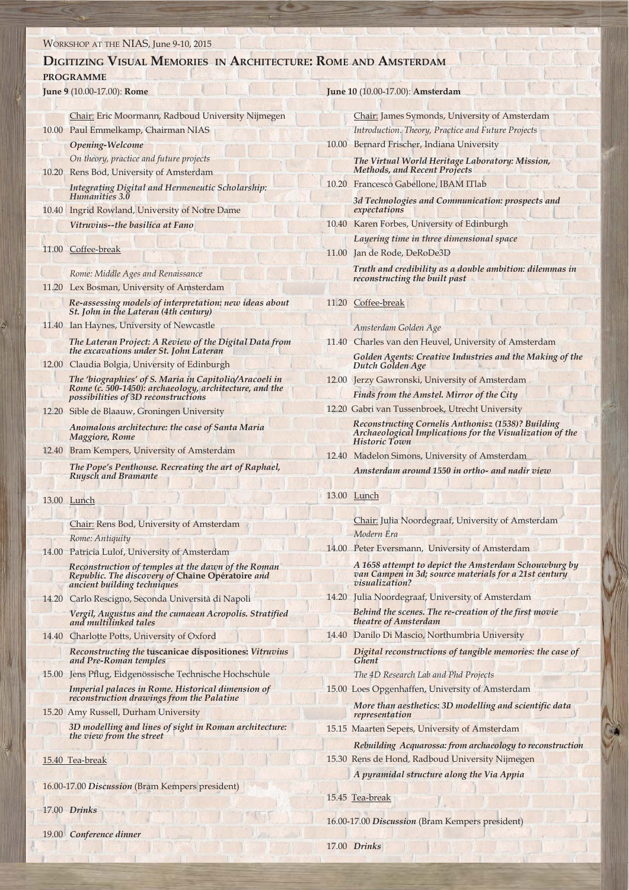Workshop at the NIAS, June 9-10, 2015

# Digitizing Visual Memories in Architecture: Rome and Amsterdam

**PROGRAMME**

## June 9 (10.00-17.00): Rome

Chair: Eric Moormann, Radboud University Nijmegen

10.00 Paul Emmelkamp, Chairman NIAS

***Opening-Welcome***

*On theory, practice and future projects*

10.20 Rens Bod, University of Amsterdam

***Integrating Digital and Hermeneutic Scholarship: Humanities 3.0***

10.40 Ingrid Rowland, University of Notre Dame

***Vitruvius--the basilica at Fano***

11.00 Coffee-break

*Rome: Middle Ages and Renaissance*

11.20 Lex Bosman, University of Amsterdam

***Re-assessing models of interpretation: new ideas about St. John in the Lateran (4th century)***

11.40 Ian Haynes, University of Newcastle

***The Lateran Project: A Review of the Digital Data from the excavations under St. John Lateran***

12.00 Claudia Bolgia, University of Edinburgh

***The 'biographies' of S. Maria in Capitolio/Aracoeli in Rome (c. 500-1450): archaeology, architecture, and the possibilities of 3D reconstructions***

12.20 Sible de Blaauw, Groningen University

***Anomalous architecture: the case of Santa Maria Maggiore, Rome***

12.40 Bram Kempers, University of Amsterdam

***The Pope's Penthouse. Recreating the art of Raphael, Ruysch and Bramante***

13.00 Lunch

Chair: Rens Bod, University of Amsterdam

*Rome: Antiquity*

14.00 Patricia Lulof, University of Amsterdam

***Reconstruction of temples at the dawn of the Roman Republic. The discovery of* Chaîne Opératoire *and ancient building techniques***

14.20 Carlo Rescigno, Seconda Università di Napoli

***Vergil, Augustus and the cumaean Acropolis. Stratified and multilinked tales***

14.40 Charlotte Potts, University of Oxford

***Reconstructing the* tuscanicae dispositiones: *Vitruvius and Pre-Roman temples***

15.00 Jens Pflug, Eidgenössische Technische Hochschule

***Imperial palaces in Rome. Historical dimension of reconstruction drawings from the Palatine***

15.20 Amy Russell, Durham University

***3D modelling and lines of sight in Roman architecture: the view from the street***

15.40 Tea-break

16.00-17.00 *Discussion* (Bram Kempers president)

17.00 *Drinks*

19.00 *Conference dinner*

## June 10 (10.00-17.00): Amsterdam

Chair: James Symonds, University of Amsterdam

*Introduction. Theory, Practice and Future Projects*

10.00 Bernard Frischer, Indiana University

***The Virtual World Heritage Laboratory: Mission, Methods, and Recent Projects***

10.20 Francesco Gabellone, IBAM ITlab

***3d Technologies and Communication: prospects and expectations***

10.40 Karen Forbes, University of Edinburgh

***Layering time in three dimensional space***

11.00 Jan de Rode, DeRoDe3D

***Truth and credibility as a double ambition: dilemmas in reconstructing the built past***

11.20 Coffee-break

*Amsterdam Golden Age*

11.40 Charles van den Heuvel, University of Amsterdam

***Golden Agents: Creative Industries and the Making of the Dutch Golden Age***

12.00 Jerzy Gawronski, University of Amsterdam

***Finds from the Amstel. Mirror of the City***

12.20 Gabri van Tussenbroek, Utrecht University

***Reconstructing Cornelis Anthonisz (1538)? Building Archaeological Implications for the Visualization of the Historic Town***

12.40 Madelon Simons, University of Amsterdam

***Amsterdam around 1550 in ortho- and nadir view***

13.00 Lunch

Chair: Julia Noordegraaf, University of Amsterdam

*Modern Era*

14.00 Peter Eversmann, University of Amsterdam

***A 1658 attempt to depict the Amsterdam Schouwburg by van Campen in 3d; source materials for a 21st century visualization?***

14.20 Julia Noordegraaf, University of Amsterdam

***Behind the scenes. The re-creation of the first movie theatre of Amsterdam***

14.40 Danilo Di Mascio, Northumbria University

***Digital reconstructions of tangible memories: the case of Ghent***

*The 4D Research Lab and Phd Projects*

15.00 Loes Opgenhaffen, University of Amsterdam

***More than aesthetics: 3D modelling and scientific data representation***

15.15 Maarten Sepers, University of Amsterdam

***Rebuilding Acquarossa: from archaeology to reconstruction***

15.30 Rens de Hond, Radboud University Nijmegen

***A pyramidal structure along the Via Appia***

15.45 Tea-break

16.00-17.00 *Discussion* (Bram Kempers president)

17.00 *Drinks*